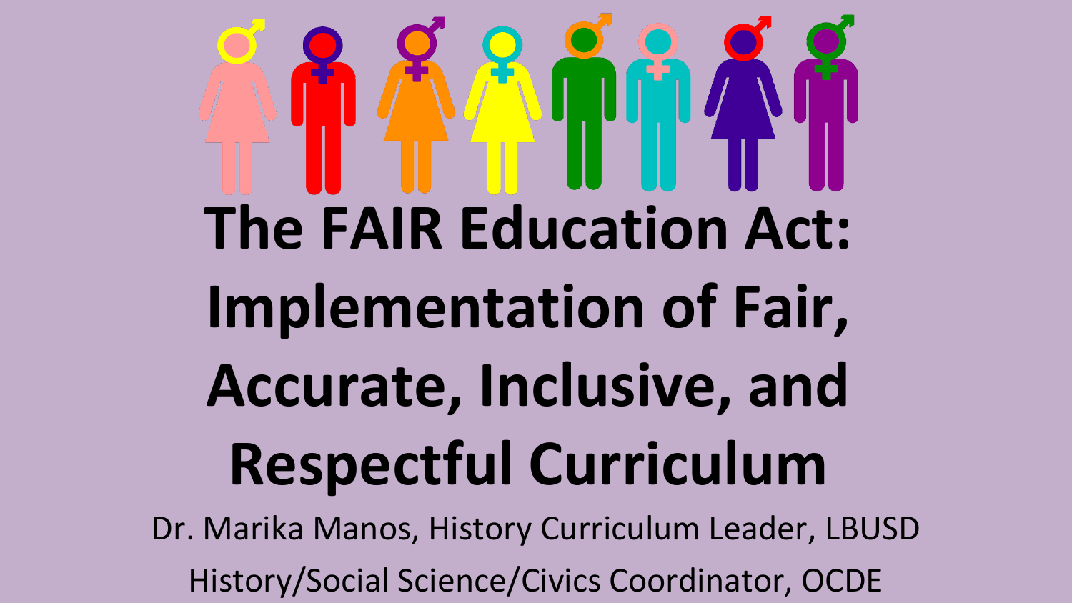# The FAIR Education Act: Implementation of Fair, Accurate, Inclusive, and Respectful Curriculum

Dr. Marika Manos, History Curriculum Leader, LBUSD

History/Social Science/Civics Coordinator, OCDE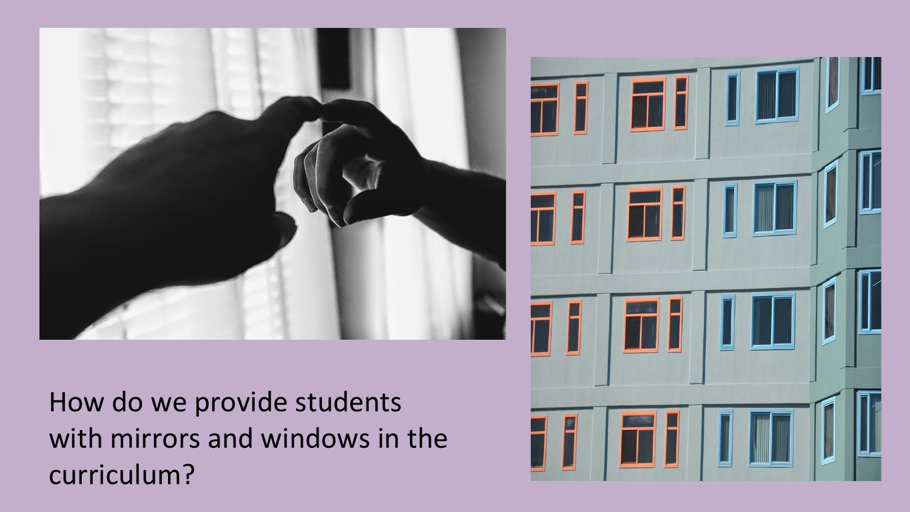How do we provide students with mirrors and windows in the curriculum?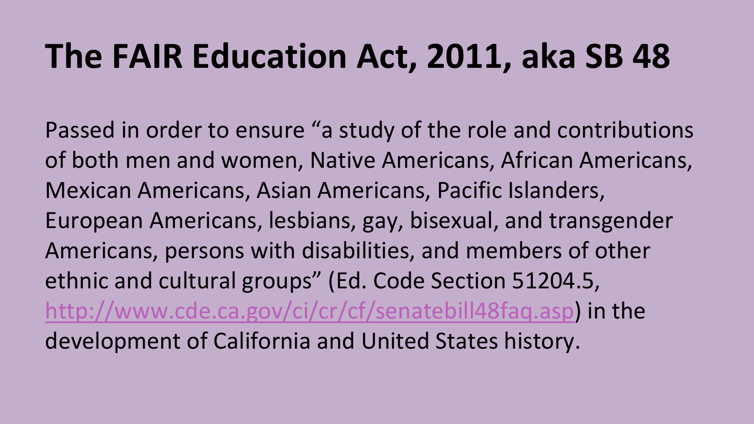# The FAIR Education Act, 2011, aka SB 48

Passed in order to ensure "a study of the role and contributions of both men and women, Native Americans, African Americans, Mexican Americans, Asian Americans, Pacific Islanders, European Americans, lesbians, gay, bisexual, and transgender Americans, persons with disabilities, and members of other ethnic and cultural groups" (Ed. Code Section 51204.5, [http://www.cde.ca.gov/ci/cr/cf/senatebill48faq.asp](http://www.cde.ca.gov/ci/cr/cf/senatebill48faq.asp)) in the development of California and United States history.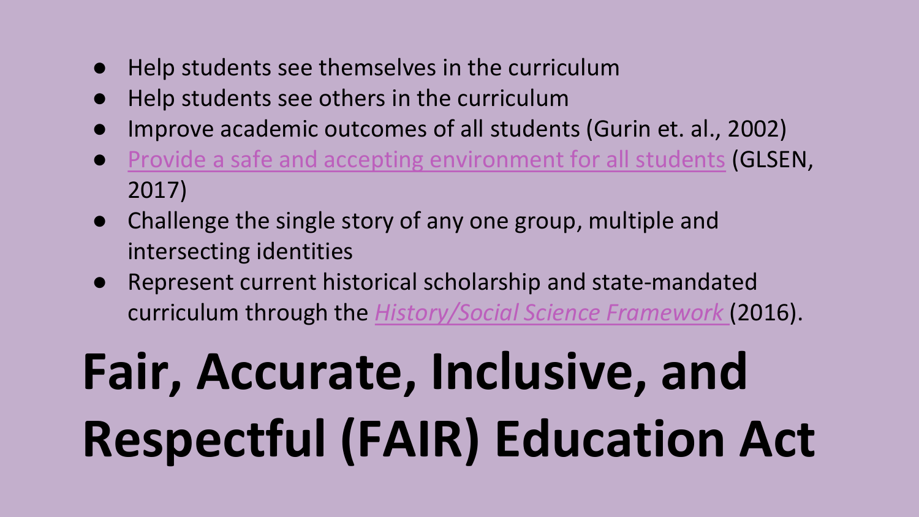- Help students see themselves in the curriculum
- Help students see others in the curriculum
- Improve academic outcomes of all students (Gurin et. al., 2002)
- Provide a safe and accepting environment for all students (GLSEN, 2017)
- Challenge the single story of any one group, multiple and intersecting identities
- Represent current historical scholarship and state-mandated curriculum through the *History/Social Science Framework* (2016).

# Fair, Accurate, Inclusive, and Respectful (FAIR) Education Act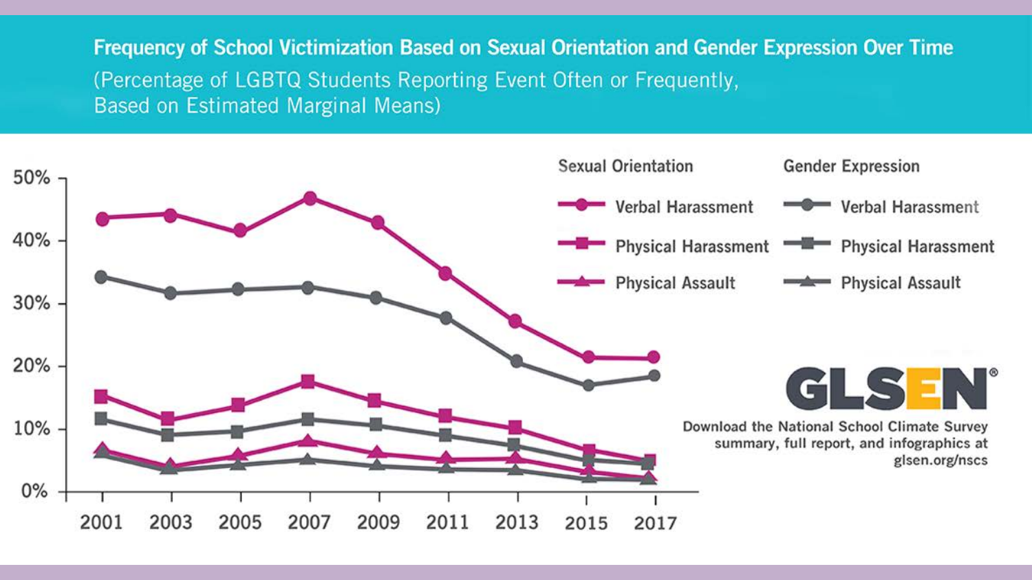## Frequency of School Victimization Based on Sexual Orientation and Gender Expression Over Time

(Percentage of LGBTQ Students Reporting Event Often or Frequently, Based on Estimated Marginal Means)

Sexual Orientation: Verbal Harassment, Physical Harassment, Physical Assault

Gender Expression: Verbal Harassment, Physical Harassment, Physical Assault

50%
40%
30%
20%
10%
0%

2001 2003 2005 2007 2009 2011 2013 2015 2017

GLSEN®

Download the National School Climate Survey summary, full report, and infographics at glsen.org/nscs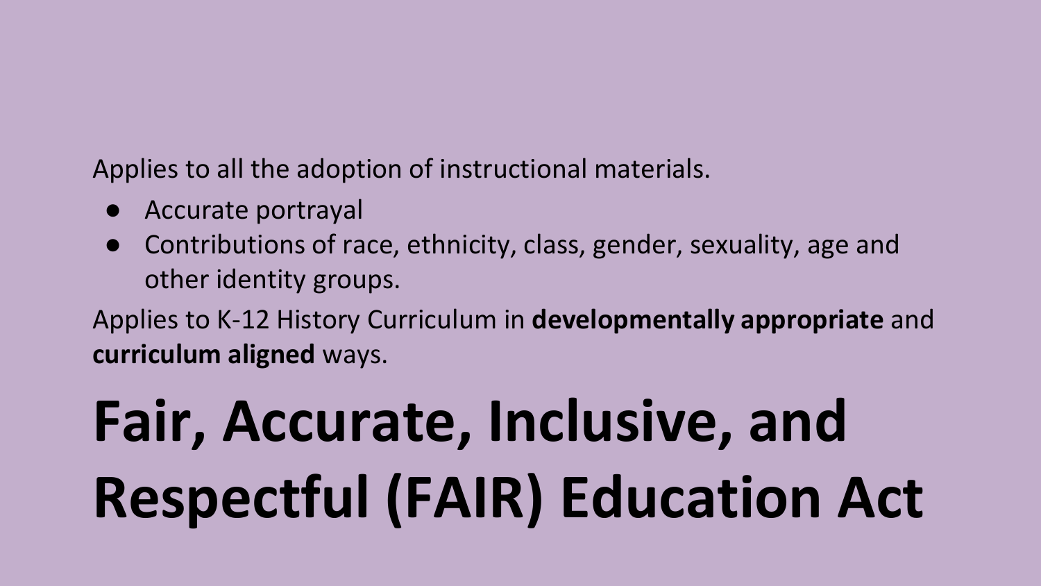Applies to all the adoption of instructional materials.

- Accurate portrayal
- Contributions of race, ethnicity, class, gender, sexuality, age and other identity groups.

Applies to K-12 History Curriculum in **developmentally appropriate** and **curriculum aligned** ways.

# Fair, Accurate, Inclusive, and Respectful (FAIR) Education Act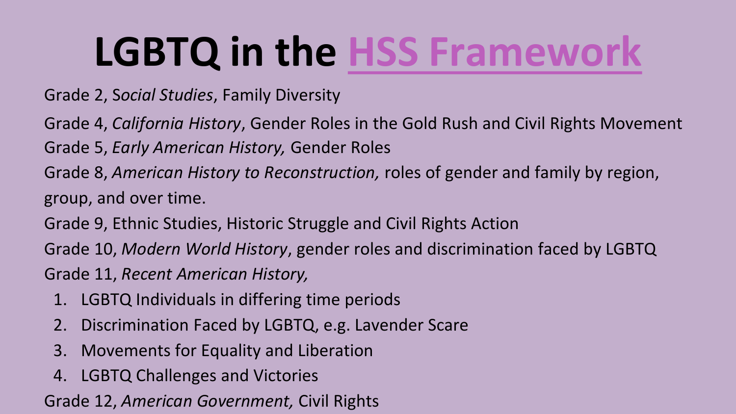# LGBTQ in the HSS Framework

Grade 2, *Social Studies*, Family Diversity

Grade 4, *California History*, Gender Roles in the Gold Rush and Civil Rights Movement

Grade 5, *Early American History,* Gender Roles

Grade 8, *American History to Reconstruction,* roles of gender and family by region, group, and over time.

Grade 9, Ethnic Studies, Historic Struggle and Civil Rights Action

Grade 10, *Modern World History*, gender roles and discrimination faced by LGBTQ

Grade 11, *Recent American History,*

1. LGBTQ Individuals in differing time periods
2. Discrimination Faced by LGBTQ, e.g. Lavender Scare
3. Movements for Equality and Liberation
4. LGBTQ Challenges and Victories

Grade 12, *American Government,* Civil Rights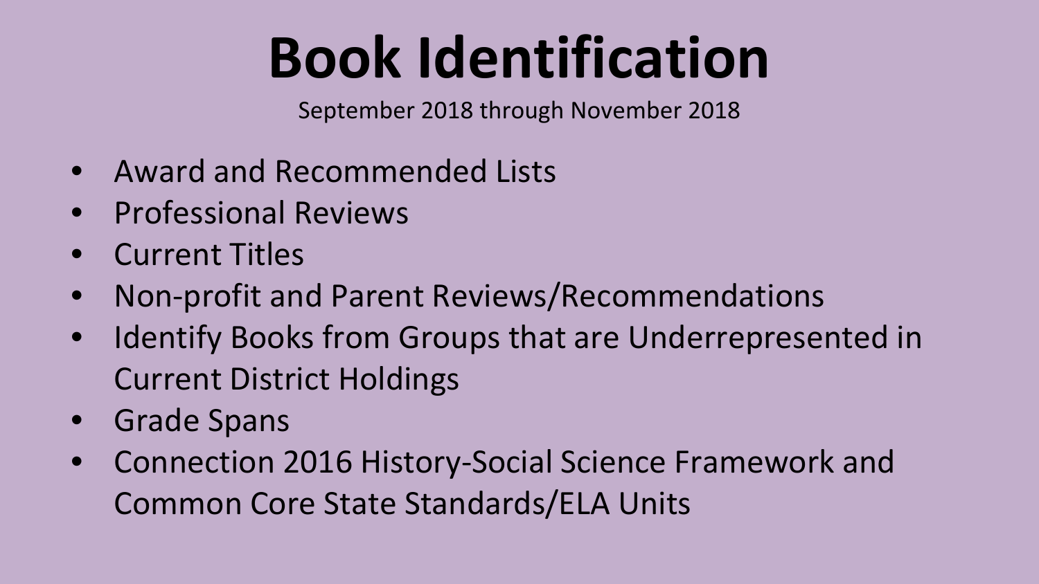# Book Identification

September 2018 through November 2018

- Award and Recommended Lists
- Professional Reviews
- Current Titles
- Non-profit and Parent Reviews/Recommendations
- Identify Books from Groups that are Underrepresented in Current District Holdings
- Grade Spans
- Connection 2016 History-Social Science Framework and Common Core State Standards/ELA Units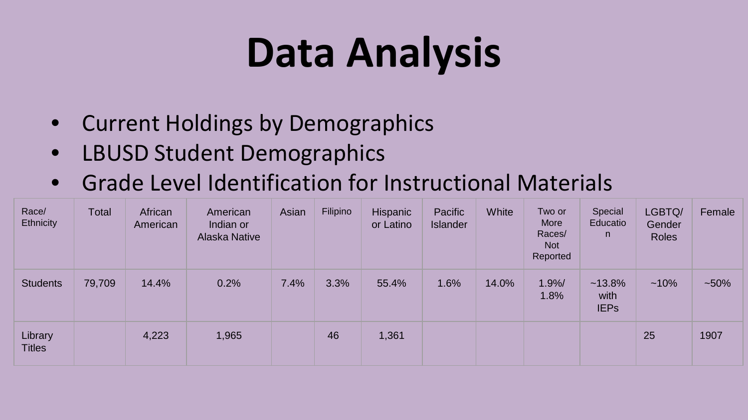# Data Analysis

- Current Holdings by Demographics
- LBUSD Student Demographics
- Grade Level Identification for Instructional Materials

| Race/ Ethnicity | Total | African American | American Indian or Alaska Native | Asian | Filipino | Hispanic or Latino | Pacific Islander | White | Two or More Races/ Not Reported | Special Education | LGBTQ/ Gender Roles | Female |
|---|---|---|---|---|---|---|---|---|---|---|---|---|
| Students | 79,709 | 14.4% | 0.2% | 7.4% | 3.3% | 55.4% | 1.6% | 14.0% | 1.9%/ 1.8% | ~13.8% with IEPs | ~10% | ~50% |
| Library Titles | | 4,223 | 1,965 | | 46 | 1,361 | | | | | 25 | 1907 |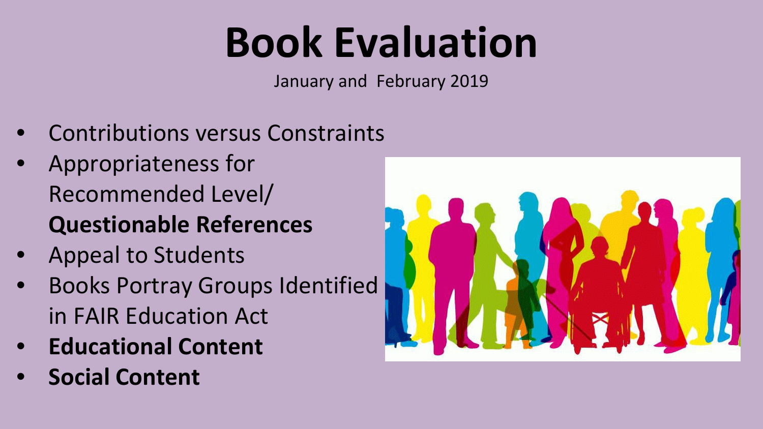# Book Evaluation

January and February 2019

- Contributions versus Constraints
- Appropriateness for Recommended Level/ **Questionable References**
- Appeal to Students
- Books Portray Groups Identified in FAIR Education Act
- **Educational Content**
- **Social Content**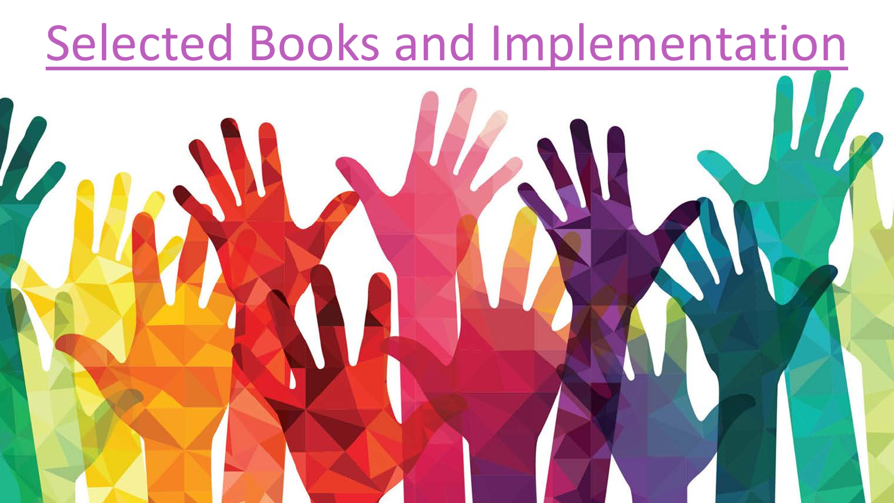# Selected Books and Implementation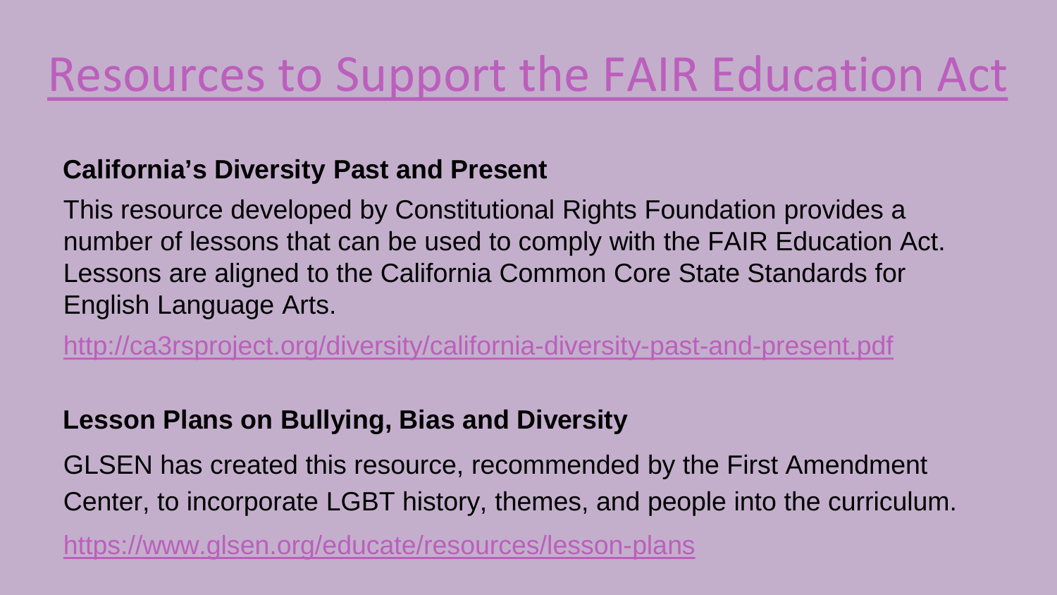# Resources to Support the FAIR Education Act

**California's Diversity Past and Present**

This resource developed by Constitutional Rights Foundation provides a number of lessons that can be used to comply with the FAIR Education Act. Lessons are aligned to the California Common Core State Standards for English Language Arts.

http://ca3rsproject.org/diversity/california-diversity-past-and-present.pdf

**Lesson Plans on Bullying, Bias and Diversity**

GLSEN has created this resource, recommended by the First Amendment Center, to incorporate LGBT history, themes, and people into the curriculum.

https://www.glsen.org/educate/resources/lesson-plans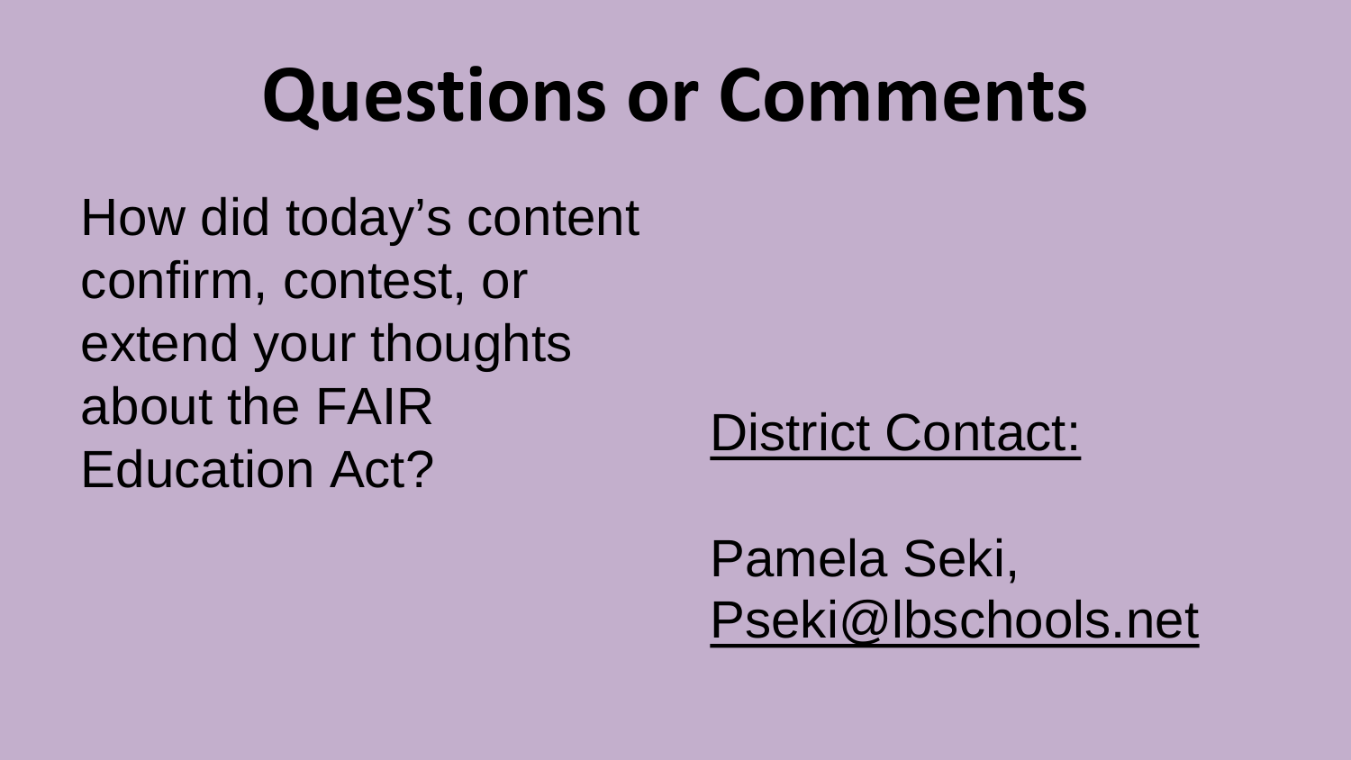# Questions or Comments

How did today's content confirm, contest, or extend your thoughts about the FAIR Education Act?

District Contact:

Pamela Seki,
Pseki@lbschools.net